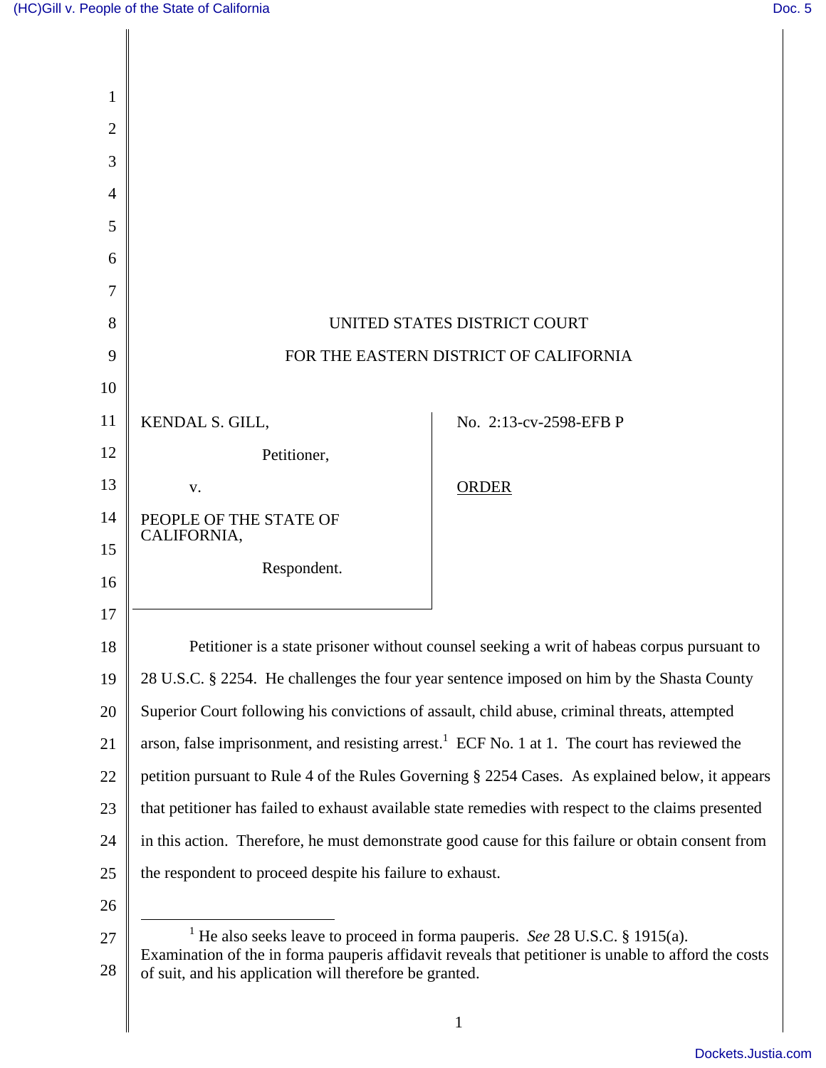UNITED STATES DISTRICT COURT

FOR THE EASTERN DISTRICT OF CALIFORNIA

| | |
|---|---|
| KENDAL S. GILL, Petitioner, v. PEOPLE OF THE STATE OF CALIFORNIA, Respondent. | No. 2:13-cv-2598-EFB P ORDER |

Petitioner is a state prisoner without counsel seeking a writ of habeas corpus pursuant to 28 U.S.C. § 2254. He challenges the four year sentence imposed on him by the Shasta County Superior Court following his convictions of assault, child abuse, criminal threats, attempted arson, false imprisonment, and resisting arrest.[1] ECF No. 1 at 1. The court has reviewed the petition pursuant to Rule 4 of the Rules Governing § 2254 Cases. As explained below, it appears that petitioner has failed to exhaust available state remedies with respect to the claims presented in this action. Therefore, he must demonstrate good cause for this failure or obtain consent from the respondent to proceed despite his failure to exhaust.

---

[1] He also seeks leave to proceed in forma pauperis. *See* 28 U.S.C. § 1915(a). Examination of the in forma pauperis affidavit reveals that petitioner is unable to afford the costs of suit, and his application will therefore be granted.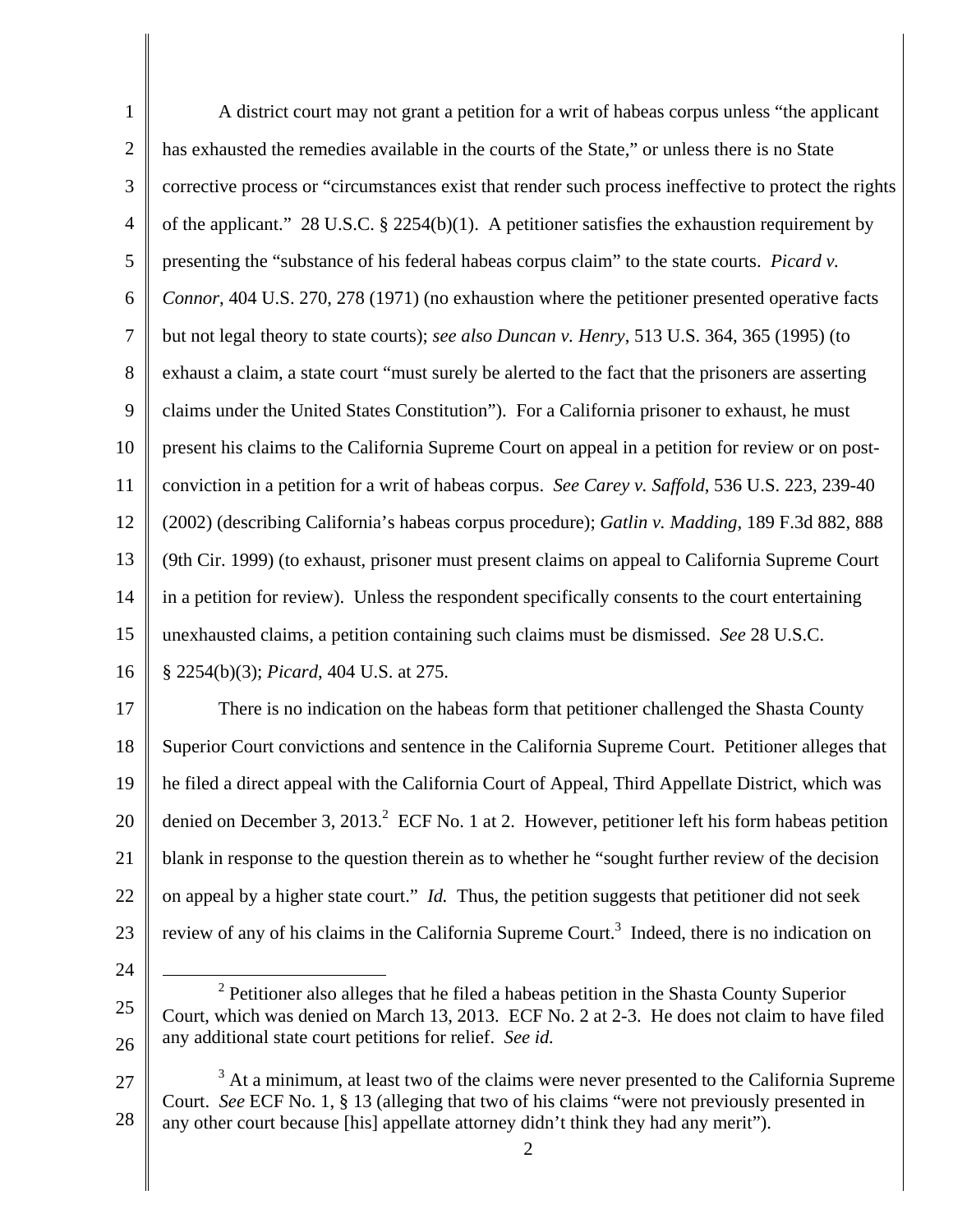A district court may not grant a petition for a writ of habeas corpus unless "the applicant has exhausted the remedies available in the courts of the State," or unless there is no State corrective process or "circumstances exist that render such process ineffective to protect the rights of the applicant." 28 U.S.C. § 2254(b)(1). A petitioner satisfies the exhaustion requirement by presenting the "substance of his federal habeas corpus claim" to the state courts. *Picard v. Connor*, 404 U.S. 270, 278 (1971) (no exhaustion where the petitioner presented operative facts but not legal theory to state courts); *see also Duncan v. Henry*, 513 U.S. 364, 365 (1995) (to exhaust a claim, a state court "must surely be alerted to the fact that the prisoners are asserting claims under the United States Constitution"). For a California prisoner to exhaust, he must present his claims to the California Supreme Court on appeal in a petition for review or on post-conviction in a petition for a writ of habeas corpus. *See Carey v. Saffold*, 536 U.S. 223, 239-40 (2002) (describing California's habeas corpus procedure); *Gatlin v. Madding*, 189 F.3d 882, 888 (9th Cir. 1999) (to exhaust, prisoner must present claims on appeal to California Supreme Court in a petition for review). Unless the respondent specifically consents to the court entertaining unexhausted claims, a petition containing such claims must be dismissed. *See* 28 U.S.C. § 2254(b)(3); *Picard*, 404 U.S. at 275.

There is no indication on the habeas form that petitioner challenged the Shasta County Superior Court convictions and sentence in the California Supreme Court. Petitioner alleges that he filed a direct appeal with the California Court of Appeal, Third Appellate District, which was denied on December 3, 2013.[2] ECF No. 1 at 2. However, petitioner left his form habeas petition blank in response to the question therein as to whether he "sought further review of the decision on appeal by a higher state court." *Id.* Thus, the petition suggests that petitioner did not seek review of any of his claims in the California Supreme Court.[3] Indeed, there is no indication on

[2] Petitioner also alleges that he filed a habeas petition in the Shasta County Superior Court, which was denied on March 13, 2013. ECF No. 2 at 2-3. He does not claim to have filed any additional state court petitions for relief. *See id.*

[3] At a minimum, at least two of the claims were never presented to the California Supreme Court. *See* ECF No. 1, § 13 (alleging that two of his claims "were not previously presented in any other court because [his] appellate attorney didn't think they had any merit").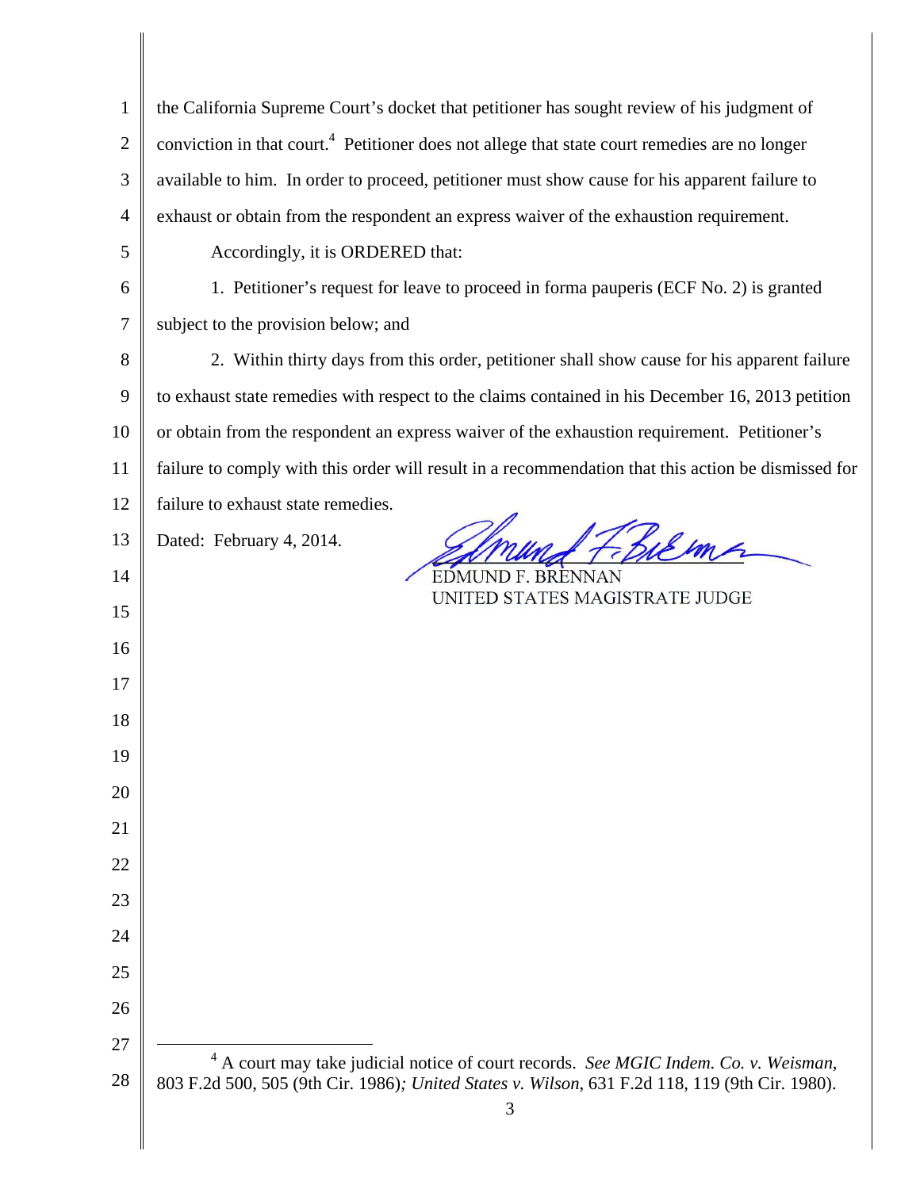the California Supreme Court's docket that petitioner has sought review of his judgment of conviction in that court.[4] Petitioner does not allege that state court remedies are no longer available to him. In order to proceed, petitioner must show cause for his apparent failure to exhaust or obtain from the respondent an express waiver of the exhaustion requirement.

Accordingly, it is ORDERED that:

1. Petitioner's request for leave to proceed in forma pauperis (ECF No. 2) is granted subject to the provision below; and

2. Within thirty days from this order, petitioner shall show cause for his apparent failure to exhaust state remedies with respect to the claims contained in his December 16, 2013 petition or obtain from the respondent an express waiver of the exhaustion requirement. Petitioner's failure to comply with this order will result in a recommendation that this action be dismissed for failure to exhaust state remedies.

Dated: February 4, 2014.

EDMUND F. BRENNAN
UNITED STATES MAGISTRATE JUDGE

---

[4] A court may take judicial notice of court records. *See MGIC Indem. Co. v. Weisman*, 803 F.2d 500, 505 (9th Cir. 1986); *United States v. Wilson*, 631 F.2d 118, 119 (9th Cir. 1980).